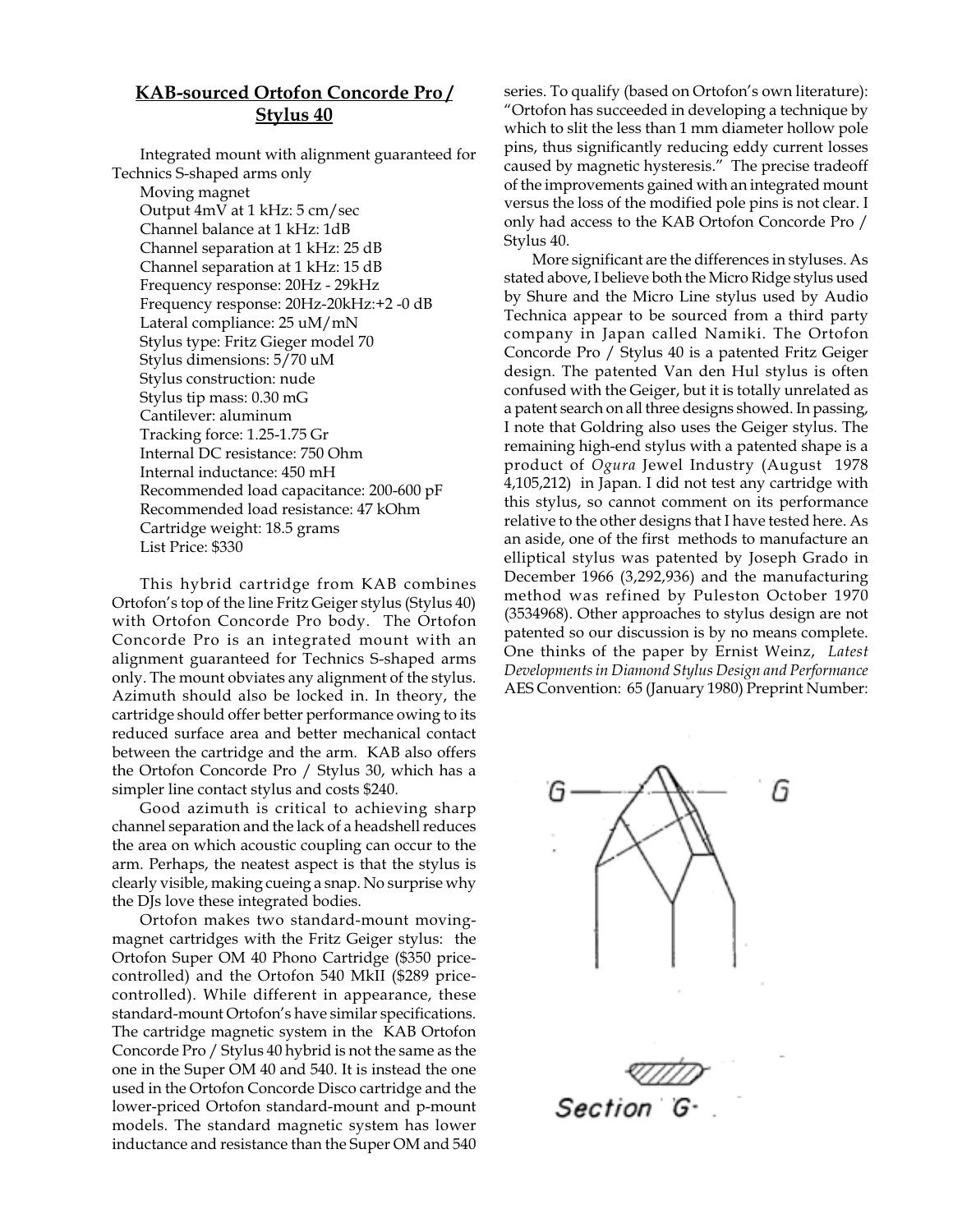## KAB-sourced Ortofon Concorde Pro / Stylus 40

Integrated mount with alignment guaranteed for Technics S-shaped arms only

Moving magnet
Output 4mV at 1 kHz: 5 cm/sec
Channel balance at 1 kHz: 1dB
Channel separation at 1 kHz: 25 dB
Channel separation at 1 kHz: 15 dB
Frequency response: 20Hz - 29kHz
Frequency response: 20Hz-20kHz:+2 -0 dB
Lateral compliance: 25 uM/mN
Stylus type: Fritz Gieger model 70
Stylus dimensions: 5/70 uM
Stylus construction: nude
Stylus tip mass: 0.30 mG
Cantilever: aluminum
Tracking force: 1.25-1.75 Gr
Internal DC resistance: 750 Ohm
Internal inductance: 450 mH
Recommended load capacitance: 200-600 pF
Recommended load resistance: 47 kOhm
Cartridge weight: 18.5 grams
List Price: $330

This hybrid cartridge from KAB combines Ortofon's top of the line Fritz Geiger stylus (Stylus 40) with Ortofon Concorde Pro body. The Ortofon Concorde Pro is an integrated mount with an alignment guaranteed for Technics S-shaped arms only. The mount obviates any alignment of the stylus. Azimuth should also be locked in. In theory, the cartridge should offer better performance owing to its reduced surface area and better mechanical contact between the cartridge and the arm. KAB also offers the Ortofon Concorde Pro / Stylus 30, which has a simpler line contact stylus and costs $240.

Good azimuth is critical to achieving sharp channel separation and the lack of a headshell reduces the area on which acoustic coupling can occur to the arm. Perhaps, the neatest aspect is that the stylus is clearly visible, making cueing a snap. No surprise why the DJs love these integrated bodies.

Ortofon makes two standard-mount moving-magnet cartridges with the Fritz Geiger stylus: the Ortofon Super OM 40 Phono Cartridge ($350 price-controlled) and the Ortofon 540 MkII ($289 price-controlled). While different in appearance, these standard-mount Ortofon's have similar specifications. The cartridge magnetic system in the KAB Ortofon Concorde Pro / Stylus 40 hybrid is not the same as the one in the Super OM 40 and 540. It is instead the one used in the Ortofon Concorde Disco cartridge and the lower-priced Ortofon standard-mount and p-mount models. The standard magnetic system has lower inductance and resistance than the Super OM and 540 series. To qualify (based on Ortofon's own literature): "Ortofon has succeeded in developing a technique by which to slit the less than 1 mm diameter hollow pole pins, thus significantly reducing eddy current losses caused by magnetic hysteresis." The precise tradeoff of the improvements gained with an integrated mount versus the loss of the modified pole pins is not clear. I only had access to the KAB Ortofon Concorde Pro / Stylus 40.

More significant are the differences in styluses. As stated above, I believe both the Micro Ridge stylus used by Shure and the Micro Line stylus used by Audio Technica appear to be sourced from a third party company in Japan called Namiki. The Ortofon Concorde Pro / Stylus 40 is a patented Fritz Geiger design. The patented Van den Hul stylus is often confused with the Geiger, but it is totally unrelated as a patent search on all three designs showed. In passing, I note that Goldring also uses the Geiger stylus. The remaining high-end stylus with a patented shape is a product of *Ogura* Jewel Industry (August 1978 4,105,212) in Japan. I did not test any cartridge with this stylus, so cannot comment on its performance relative to the other designs that I have tested here. As an aside, one of the first methods to manufacture an elliptical stylus was patented by Joseph Grado in December 1966 (3,292,936) and the manufacturing method was refined by Puleston October 1970 (3534968). Other approaches to stylus design are not patented so our discussion is by no means complete. One thinks of the paper by Ernist Weinz, *Latest Developments in Diamond Stylus Design and Performance* AES Convention: 65 (January 1980) Preprint Number:

Section G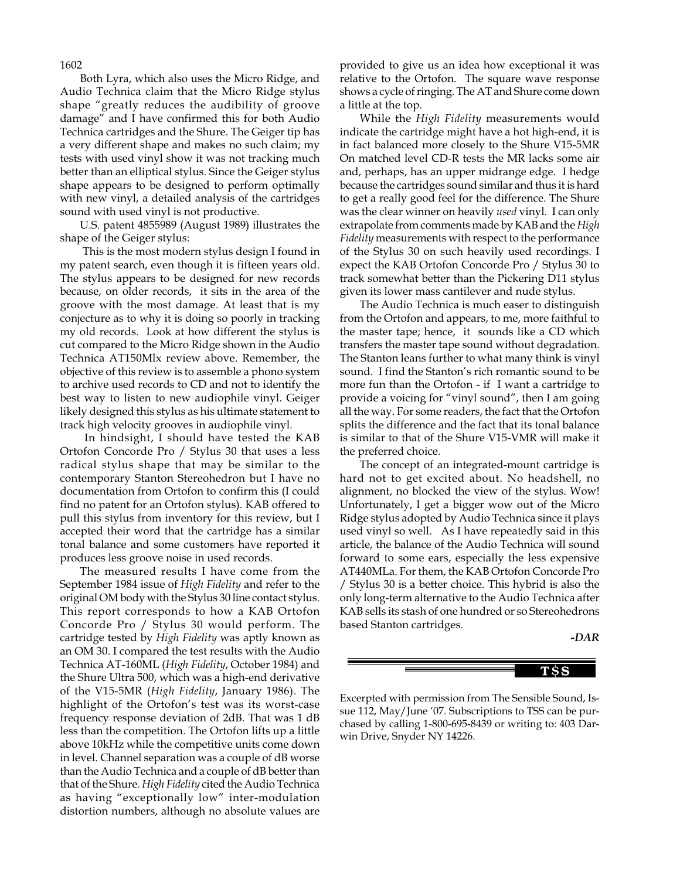Both Lyra, which also uses the Micro Ridge, and Audio Technica claim that the Micro Ridge stylus shape "greatly reduces the audibility of groove damage" and I have confirmed this for both Audio Technica cartridges and the Shure. The Geiger tip has a very different shape and makes no such claim; my tests with used vinyl show it was not tracking much better than an elliptical stylus. Since the Geiger stylus shape appears to be designed to perform optimally with new vinyl, a detailed analysis of the cartridges sound with used vinyl is not productive.

U.S. patent 4855989 (August 1989) illustrates the shape of the Geiger stylus:

This is the most modern stylus design I found in my patent search, even though it is fifteen years old. The stylus appears to be designed for new records because, on older records, it sits in the area of the groove with the most damage. At least that is my conjecture as to why it is doing so poorly in tracking my old records. Look at how different the stylus is cut compared to the Micro Ridge shown in the Audio Technica AT150Mlx review above. Remember, the objective of this review is to assemble a phono system to archive used records to CD and not to identify the best way to listen to new audiophile vinyl. Geiger likely designed this stylus as his ultimate statement to track high velocity grooves in audiophile vinyl.

In hindsight, I should have tested the KAB Ortofon Concorde Pro / Stylus 30 that uses a less radical stylus shape that may be similar to the contemporary Stanton Stereohedron but I have no documentation from Ortofon to confirm this (I could find no patent for an Ortofon stylus). KAB offered to pull this stylus from inventory for this review, but I accepted their word that the cartridge has a similar tonal balance and some customers have reported it produces less groove noise in used records.

The measured results I have come from the September 1984 issue of *High Fidelity* and refer to the original OM body with the Stylus 30 line contact stylus. This report corresponds to how a KAB Ortofon Concorde Pro / Stylus 30 would perform. The cartridge tested by *High Fidelity* was aptly known as an OM 30. I compared the test results with the Audio Technica AT-160ML (*High Fidelity*, October 1984) and the Shure Ultra 500, which was a high-end derivative of the V15-5MR (*High Fidelity*, January 1986). The highlight of the Ortofon's test was its worst-case frequency response deviation of 2dB. That was 1 dB less than the competition. The Ortofon lifts up a little above 10kHz while the competitive units come down in level. Channel separation was a couple of dB worse than the Audio Technica and a couple of dB better than that of the Shure. *High Fidelity* cited the Audio Technica as having "exceptionally low" inter-modulation distortion numbers, although no absolute values are provided to give us an idea how exceptional it was relative to the Ortofon. The square wave response shows a cycle of ringing. The AT and Shure come down a little at the top.

While the *High Fidelity* measurements would indicate the cartridge might have a hot high-end, it is in fact balanced more closely to the Shure V15-5MR On matched level CD-R tests the MR lacks some air and, perhaps, has an upper midrange edge. I hedge because the cartridges sound similar and thus it is hard to get a really good feel for the difference. The Shure was the clear winner on heavily *used* vinyl. I can only extrapolate from comments made by KAB and the *High Fidelity* measurements with respect to the performance of the Stylus 30 on such heavily used recordings. I expect the KAB Ortofon Concorde Pro / Stylus 30 to track somewhat better than the Pickering D11 stylus given its lower mass cantilever and nude stylus.

The Audio Technica is much easer to distinguish from the Ortofon and appears, to me, more faithful to the master tape; hence, it sounds like a CD which transfers the master tape sound without degradation. The Stanton leans further to what many think is vinyl sound. I find the Stanton's rich romantic sound to be more fun than the Ortofon - if I want a cartridge to provide a voicing for "vinyl sound", then I am going all the way. For some readers, the fact that the Ortofon splits the difference and the fact that its tonal balance is similar to that of the Shure V15-VMR will make it the preferred choice.

The concept of an integrated-mount cartridge is hard not to get excited about. No headshell, no alignment, no blocked the view of the stylus. Wow! Unfortunately, I get a bigger wow out of the Micro Ridge stylus adopted by Audio Technica since it plays used vinyl so well. As I have repeatedly said in this article, the balance of the Audio Technica will sound forward to some ears, especially the less expensive AT440MLa. For them, the KAB Ortofon Concorde Pro / Stylus 30 is a better choice. This hybrid is also the only long-term alternative to the Audio Technica after KAB sells its stash of one hundred or so Stereohedrons based Stanton cartridges.

***-DAR***

**T$S**

Excerpted with permission from The Sensible Sound, Issue 112, May/June '07. Subscriptions to TSS can be purchased by calling 1-800-695-8439 or writing to: 403 Darwin Drive, Snyder NY 14226.